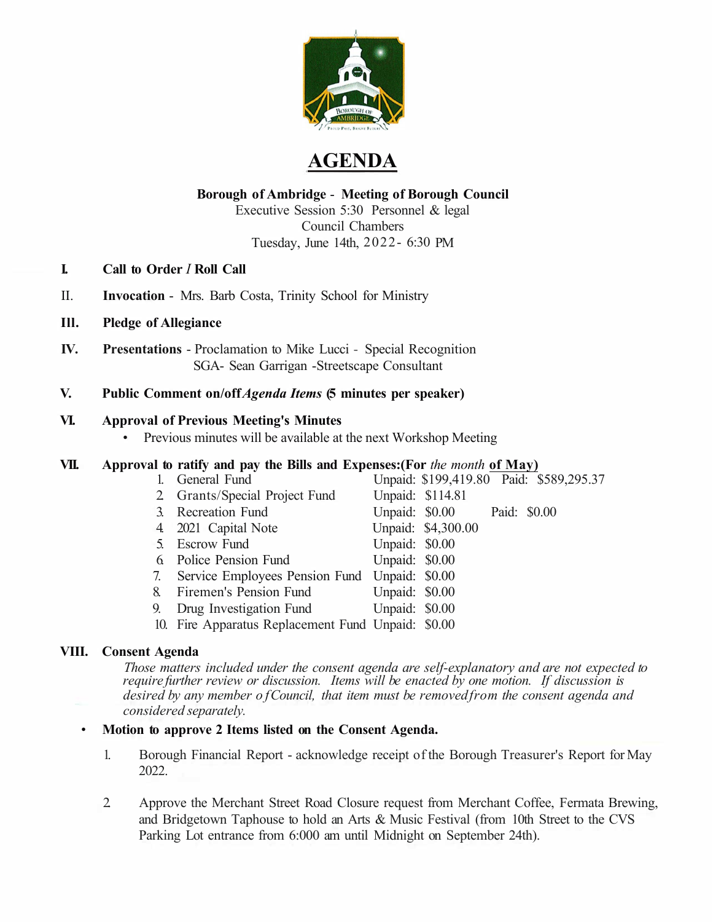# AGENDA

**Borough of Ambridge - Meeting of Borough Council**
Executive Session 5:30 Personnel & legal
Council Chambers
Tuesday, June 14th, 2022- 6:30 PM

**I. Call to Order / Roll Call**

II. **Invocation** - Mrs. Barb Costa, Trinity School for Ministry

**III. Pledge of Allegiance**

**IV. Presentations** - Proclamation to Mike Lucci - Special Recognition
SGA- Sean Garrigan -Streetscape Consultant

**V. Public Comment on/off *Agenda Items* (5 minutes per speaker)**

**VI. Approval of Previous Meeting's Minutes**

- Previous minutes will be available at the next Workshop Meeting

**VII. Approval to ratify and pay the Bills and Expenses:(For *the month* of May)**

| | Fund | Unpaid | Paid |
|---|---|---|---|
| 1. | General Fund | Unpaid: $199,419.80 | Paid: $589,295.37 |
| 2. | Grants/Special Project Fund | Unpaid: $114.81 | |
| 3. | Recreation Fund | Unpaid: $0.00 | Paid: $0.00 |
| 4. | 2021 Capital Note | Unpaid: $4,300.00 | |
| 5. | Escrow Fund | Unpaid: $0.00 | |
| 6. | Police Pension Fund | Unpaid: $0.00 | |
| 7. | Service Employees Pension Fund | Unpaid: $0.00 | |
| 8. | Firemen's Pension Fund | Unpaid: $0.00 | |
| 9. | Drug Investigation Fund | Unpaid: $0.00 | |
| 10. | Fire Apparatus Replacement Fund | Unpaid: $0.00 | |

**VIII. Consent Agenda**

*Those matters included under the consent agenda are self-explanatory and are not expected to require further review or discussion. Items will be enacted by one motion. If discussion is desired by any member of Council, that item must be removed from the consent agenda and considered separately.*

- **Motion to approve 2 Items listed on the Consent Agenda.**

1. Borough Financial Report - acknowledge receipt of the Borough Treasurer's Report for May 2022.

2. Approve the Merchant Street Road Closure request from Merchant Coffee, Fermata Brewing, and Bridgetown Taphouse to hold an Arts & Music Festival (from 10th Street to the CVS Parking Lot entrance from 6:000 am until Midnight on September 24th).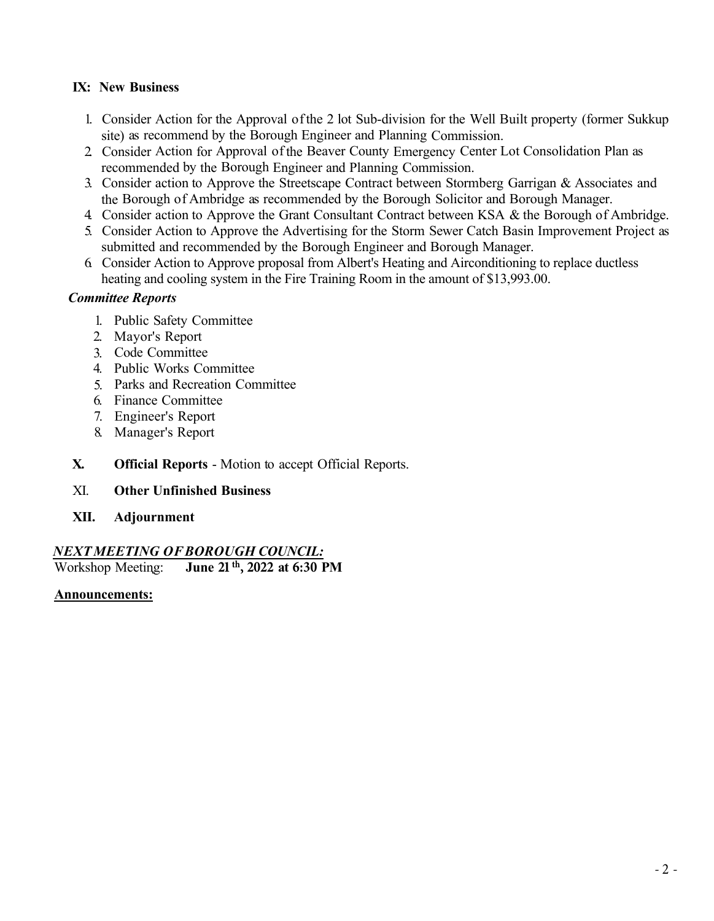## IX: New Business

1. Consider Action for the Approval of the 2 lot Sub-division for the Well Built property (former Sukkup site) as recommend by the Borough Engineer and Planning Commission.
2. Consider Action for Approval of the Beaver County Emergency Center Lot Consolidation Plan as recommended by the Borough Engineer and Planning Commission.
3. Consider action to Approve the Streetscape Contract between Stormberg Garrigan & Associates and the Borough of Ambridge as recommended by the Borough Solicitor and Borough Manager.
4. Consider action to Approve the Grant Consultant Contract between KSA & the Borough of Ambridge.
5. Consider Action to Approve the Advertising for the Storm Sewer Catch Basin Improvement Project as submitted and recommended by the Borough Engineer and Borough Manager.
6. Consider Action to Approve proposal from Albert's Heating and Airconditioning to replace ductless heating and cooling system in the Fire Training Room in the amount of $13,993.00.

***Committee Reports***

1. Public Safety Committee
2. Mayor's Report
3. Code Committee
4. Public Works Committee
5. Parks and Recreation Committee
6. Finance Committee
7. Engineer's Report
8. Manager's Report

**X. Official Reports** - Motion to accept Official Reports.

XI. **Other Unfinished Business**

**XII. Adjournment**

***NEXT MEETING OF BOROUGH COUNCIL:***

Workshop Meeting: **June 21th, 2022 at 6:30 PM**

**Announcements:**